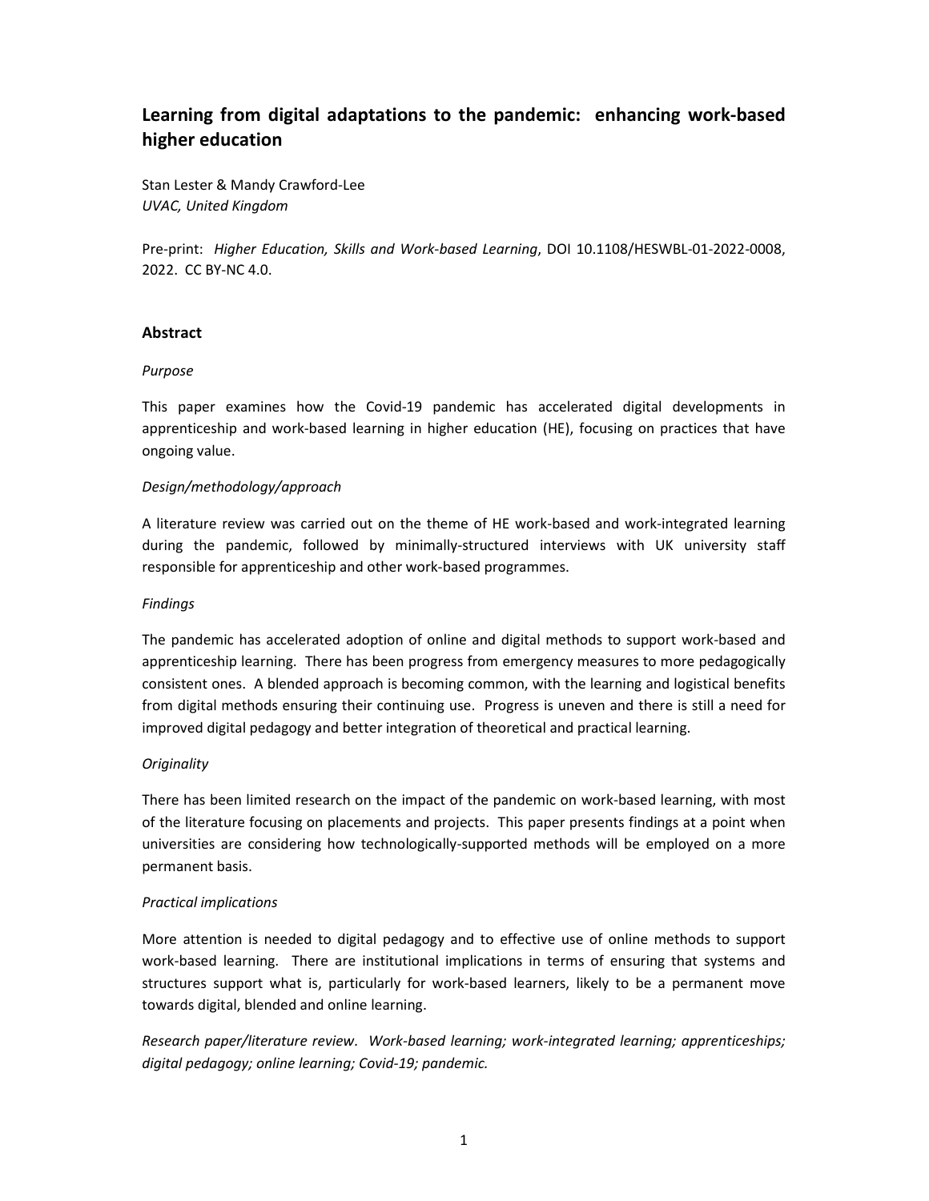# Learning from digital adaptations to the pandemic: enhancing work-based higher education

Stan Lester & Mandy Crawford-Lee
*UVAC, United Kingdom*

Pre-print: *Higher Education, Skills and Work-based Learning*, DOI 10.1108/HESWBL-01-2022-0008, 2022. CC BY-NC 4.0.

## Abstract

*Purpose*

This paper examines how the Covid-19 pandemic has accelerated digital developments in apprenticeship and work-based learning in higher education (HE), focusing on practices that have ongoing value.

*Design/methodology/approach*

A literature review was carried out on the theme of HE work-based and work-integrated learning during the pandemic, followed by minimally-structured interviews with UK university staff responsible for apprenticeship and other work-based programmes.

*Findings*

The pandemic has accelerated adoption of online and digital methods to support work-based and apprenticeship learning. There has been progress from emergency measures to more pedagogically consistent ones. A blended approach is becoming common, with the learning and logistical benefits from digital methods ensuring their continuing use. Progress is uneven and there is still a need for improved digital pedagogy and better integration of theoretical and practical learning.

*Originality*

There has been limited research on the impact of the pandemic on work-based learning, with most of the literature focusing on placements and projects. This paper presents findings at a point when universities are considering how technologically-supported methods will be employed on a more permanent basis.

*Practical implications*

More attention is needed to digital pedagogy and to effective use of online methods to support work-based learning. There are institutional implications in terms of ensuring that systems and structures support what is, particularly for work-based learners, likely to be a permanent move towards digital, blended and online learning.

*Research paper/literature review. Work-based learning; work-integrated learning; apprenticeships; digital pedagogy; online learning; Covid-19; pandemic.*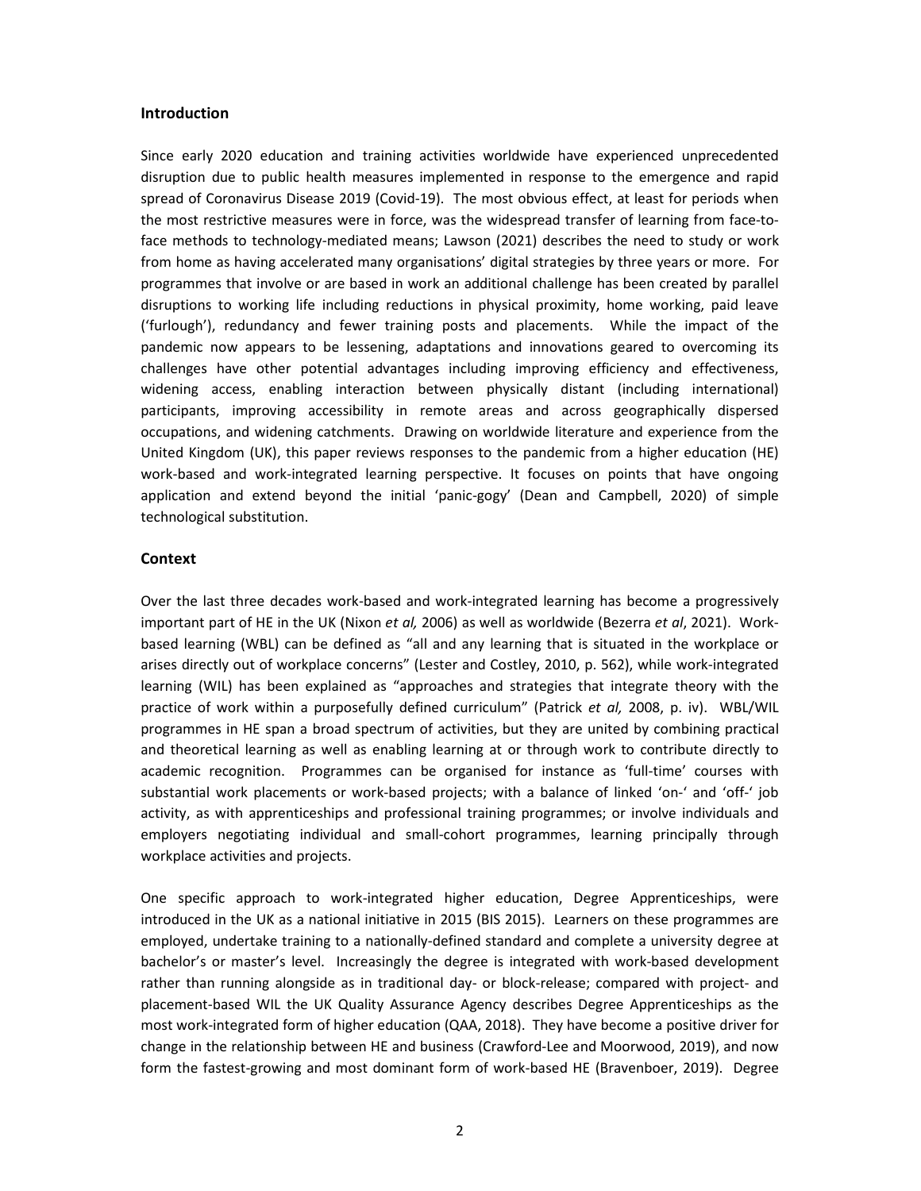## Introduction

Since early 2020 education and training activities worldwide have experienced unprecedented disruption due to public health measures implemented in response to the emergence and rapid spread of Coronavirus Disease 2019 (Covid-19). The most obvious effect, at least for periods when the most restrictive measures were in force, was the widespread transfer of learning from face-to-face methods to technology-mediated means; Lawson (2021) describes the need to study or work from home as having accelerated many organisations' digital strategies by three years or more. For programmes that involve or are based in work an additional challenge has been created by parallel disruptions to working life including reductions in physical proximity, home working, paid leave ('furlough'), redundancy and fewer training posts and placements. While the impact of the pandemic now appears to be lessening, adaptations and innovations geared to overcoming its challenges have other potential advantages including improving efficiency and effectiveness, widening access, enabling interaction between physically distant (including international) participants, improving accessibility in remote areas and across geographically dispersed occupations, and widening catchments. Drawing on worldwide literature and experience from the United Kingdom (UK), this paper reviews responses to the pandemic from a higher education (HE) work-based and work-integrated learning perspective. It focuses on points that have ongoing application and extend beyond the initial 'panic-gogy' (Dean and Campbell, 2020) of simple technological substitution.

## Context

Over the last three decades work-based and work-integrated learning has become a progressively important part of HE in the UK (Nixon *et al,* 2006) as well as worldwide (Bezerra *et al*, 2021). Work-based learning (WBL) can be defined as "all and any learning that is situated in the workplace or arises directly out of workplace concerns" (Lester and Costley, 2010, p. 562), while work-integrated learning (WIL) has been explained as "approaches and strategies that integrate theory with the practice of work within a purposefully defined curriculum" (Patrick *et al,* 2008, p. iv). WBL/WIL programmes in HE span a broad spectrum of activities, but they are united by combining practical and theoretical learning as well as enabling learning at or through work to contribute directly to academic recognition. Programmes can be organised for instance as 'full-time' courses with substantial work placements or work-based projects; with a balance of linked 'on-' and 'off-' job activity, as with apprenticeships and professional training programmes; or involve individuals and employers negotiating individual and small-cohort programmes, learning principally through workplace activities and projects.

One specific approach to work-integrated higher education, Degree Apprenticeships, were introduced in the UK as a national initiative in 2015 (BIS 2015). Learners on these programmes are employed, undertake training to a nationally-defined standard and complete a university degree at bachelor's or master's level. Increasingly the degree is integrated with work-based development rather than running alongside as in traditional day- or block-release; compared with project- and placement-based WIL the UK Quality Assurance Agency describes Degree Apprenticeships as the most work-integrated form of higher education (QAA, 2018). They have become a positive driver for change in the relationship between HE and business (Crawford-Lee and Moorwood, 2019), and now form the fastest-growing and most dominant form of work-based HE (Bravenboer, 2019). Degree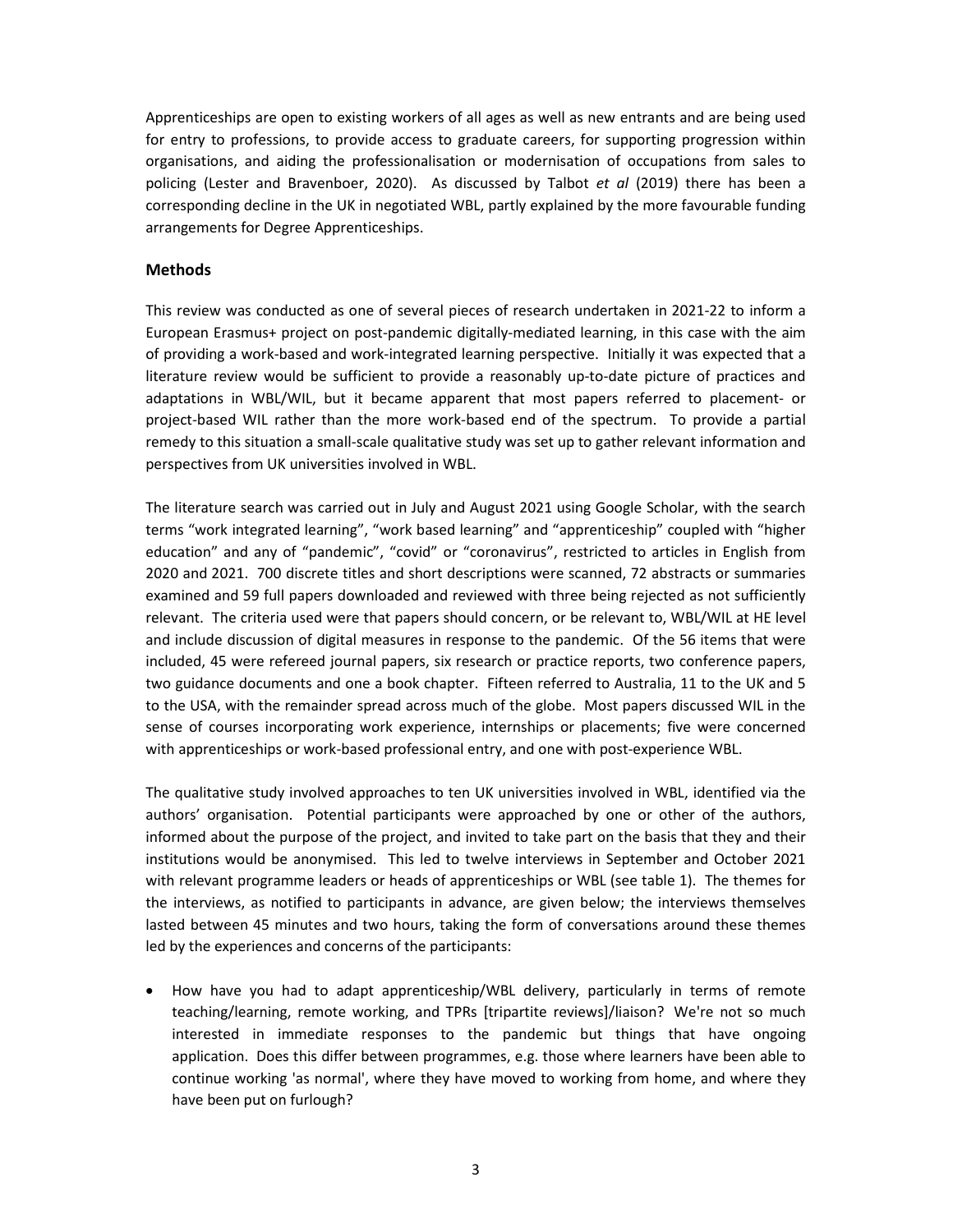Apprenticeships are open to existing workers of all ages as well as new entrants and are being used for entry to professions, to provide access to graduate careers, for supporting progression within organisations, and aiding the professionalisation or modernisation of occupations from sales to policing (Lester and Bravenboer, 2020). As discussed by Talbot *et al* (2019) there has been a corresponding decline in the UK in negotiated WBL, partly explained by the more favourable funding arrangements for Degree Apprenticeships.

## Methods

This review was conducted as one of several pieces of research undertaken in 2021-22 to inform a European Erasmus+ project on post-pandemic digitally-mediated learning, in this case with the aim of providing a work-based and work-integrated learning perspective. Initially it was expected that a literature review would be sufficient to provide a reasonably up-to-date picture of practices and adaptations in WBL/WIL, but it became apparent that most papers referred to placement- or project-based WIL rather than the more work-based end of the spectrum. To provide a partial remedy to this situation a small-scale qualitative study was set up to gather relevant information and perspectives from UK universities involved in WBL.

The literature search was carried out in July and August 2021 using Google Scholar, with the search terms "work integrated learning", "work based learning" and "apprenticeship" coupled with "higher education" and any of "pandemic", "covid" or "coronavirus", restricted to articles in English from 2020 and 2021. 700 discrete titles and short descriptions were scanned, 72 abstracts or summaries examined and 59 full papers downloaded and reviewed with three being rejected as not sufficiently relevant. The criteria used were that papers should concern, or be relevant to, WBL/WIL at HE level and include discussion of digital measures in response to the pandemic. Of the 56 items that were included, 45 were refereed journal papers, six research or practice reports, two conference papers, two guidance documents and one a book chapter. Fifteen referred to Australia, 11 to the UK and 5 to the USA, with the remainder spread across much of the globe. Most papers discussed WIL in the sense of courses incorporating work experience, internships or placements; five were concerned with apprenticeships or work-based professional entry, and one with post-experience WBL.

The qualitative study involved approaches to ten UK universities involved in WBL, identified via the authors' organisation. Potential participants were approached by one or other of the authors, informed about the purpose of the project, and invited to take part on the basis that they and their institutions would be anonymised. This led to twelve interviews in September and October 2021 with relevant programme leaders or heads of apprenticeships or WBL (see table 1). The themes for the interviews, as notified to participants in advance, are given below; the interviews themselves lasted between 45 minutes and two hours, taking the form of conversations around these themes led by the experiences and concerns of the participants:

- How have you had to adapt apprenticeship/WBL delivery, particularly in terms of remote teaching/learning, remote working, and TPRs [tripartite reviews]/liaison? We're not so much interested in immediate responses to the pandemic but things that have ongoing application. Does this differ between programmes, e.g. those where learners have been able to continue working 'as normal', where they have moved to working from home, and where they have been put on furlough?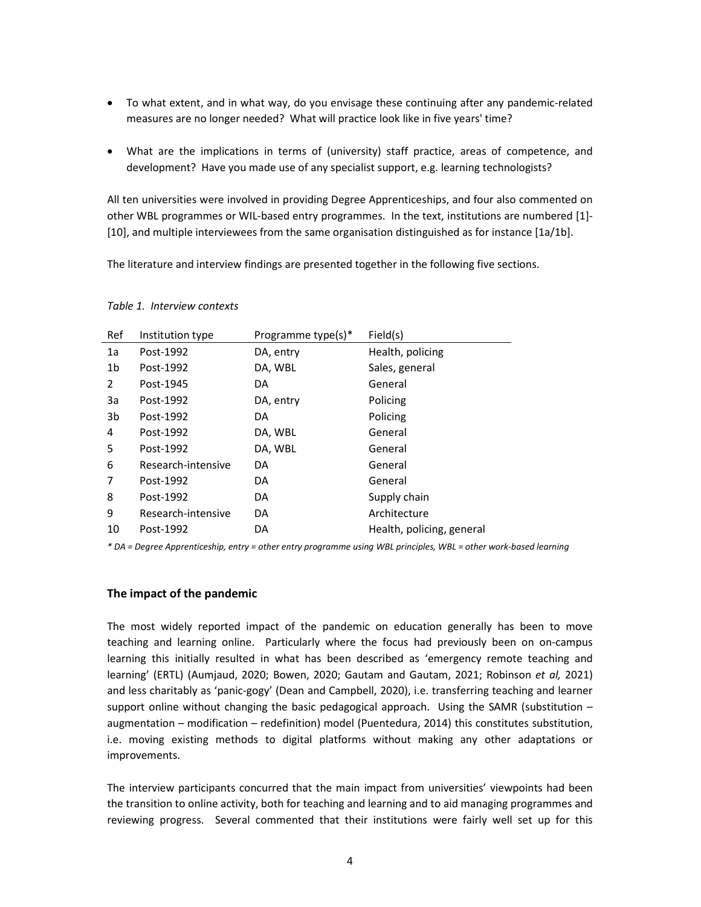- To what extent, and in what way, do you envisage these continuing after any pandemic-related measures are no longer needed? What will practice look like in five years' time?

- What are the implications in terms of (university) staff practice, areas of competence, and development? Have you made use of any specialist support, e.g. learning technologists?

All ten universities were involved in providing Degree Apprenticeships, and four also commented on other WBL programmes or WIL-based entry programmes. In the text, institutions are numbered [1]-[10], and multiple interviewees from the same organisation distinguished as for instance [1a/1b].

The literature and interview findings are presented together in the following five sections.

*Table 1. Interview contexts*

| Ref | Institution type | Programme type(s)* | Field(s) |
|---|---|---|---|
| 1a | Post-1992 | DA, entry | Health, policing |
| 1b | Post-1992 | DA, WBL | Sales, general |
| 2 | Post-1945 | DA | General |
| 3a | Post-1992 | DA, entry | Policing |
| 3b | Post-1992 | DA | Policing |
| 4 | Post-1992 | DA, WBL | General |
| 5 | Post-1992 | DA, WBL | General |
| 6 | Research-intensive | DA | General |
| 7 | Post-1992 | DA | General |
| 8 | Post-1992 | DA | Supply chain |
| 9 | Research-intensive | DA | Architecture |
| 10 | Post-1992 | DA | Health, policing, general |

*\* DA = Degree Apprenticeship, entry = other entry programme using WBL principles, WBL = other work-based learning*

## The impact of the pandemic

The most widely reported impact of the pandemic on education generally has been to move teaching and learning online. Particularly where the focus had previously been on on-campus learning this initially resulted in what has been described as 'emergency remote teaching and learning' (ERTL) (Aumjaud, 2020; Bowen, 2020; Gautam and Gautam, 2021; Robinson *et al,* 2021) and less charitably as 'panic-gogy' (Dean and Campbell, 2020), i.e. transferring teaching and learner support online without changing the basic pedagogical approach. Using the SAMR (substitution – augmentation – modification – redefinition) model (Puentedura, 2014) this constitutes substitution, i.e. moving existing methods to digital platforms without making any other adaptations or improvements.

The interview participants concurred that the main impact from universities' viewpoints had been the transition to online activity, both for teaching and learning and to aid managing programmes and reviewing progress. Several commented that their institutions were fairly well set up for this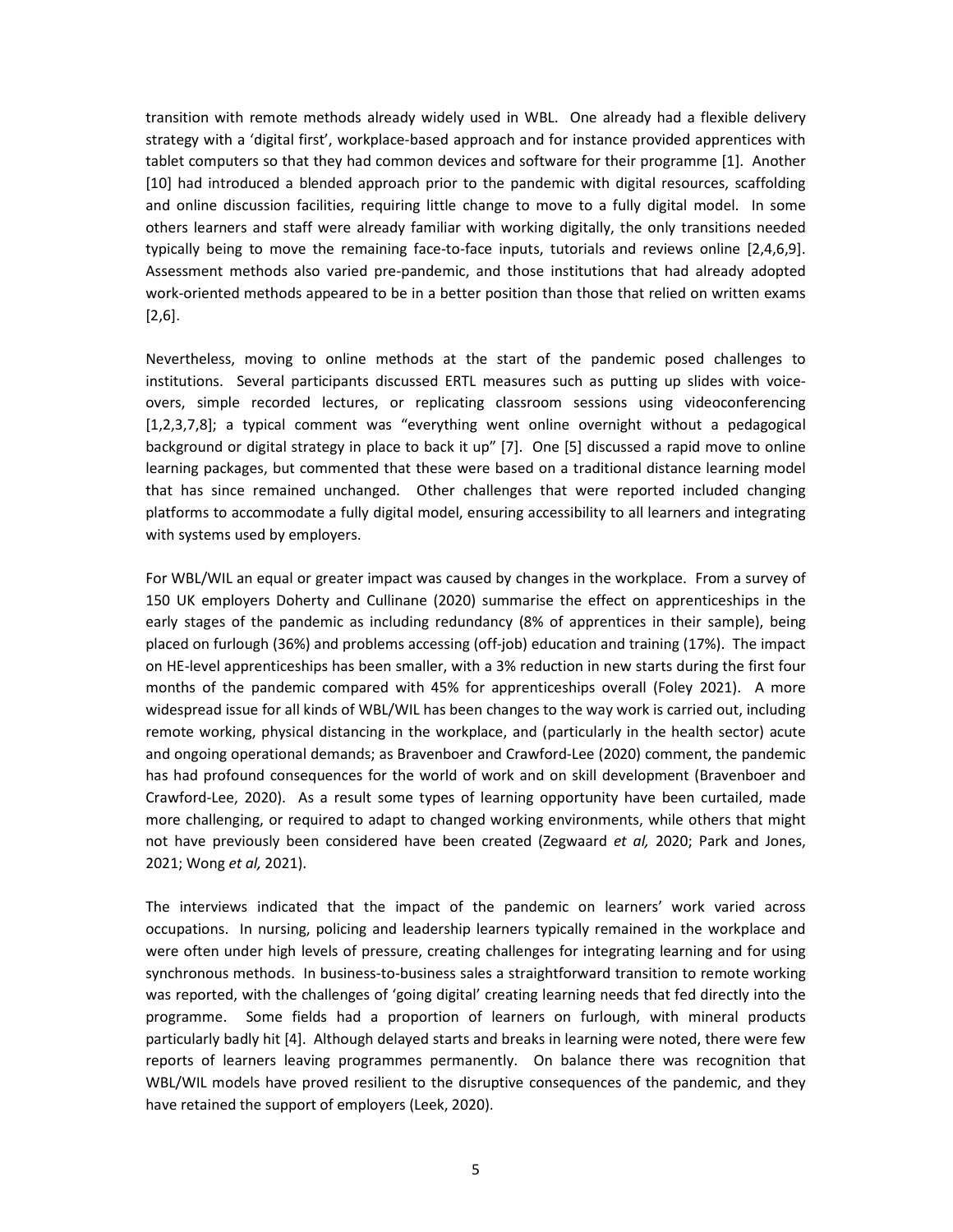transition with remote methods already widely used in WBL. One already had a flexible delivery strategy with a 'digital first', workplace-based approach and for instance provided apprentices with tablet computers so that they had common devices and software for their programme [1]. Another [10] had introduced a blended approach prior to the pandemic with digital resources, scaffolding and online discussion facilities, requiring little change to move to a fully digital model. In some others learners and staff were already familiar with working digitally, the only transitions needed typically being to move the remaining face-to-face inputs, tutorials and reviews online [2,4,6,9]. Assessment methods also varied pre-pandemic, and those institutions that had already adopted work-oriented methods appeared to be in a better position than those that relied on written exams [2,6].

Nevertheless, moving to online methods at the start of the pandemic posed challenges to institutions. Several participants discussed ERTL measures such as putting up slides with voice-overs, simple recorded lectures, or replicating classroom sessions using videoconferencing [1,2,3,7,8]; a typical comment was "everything went online overnight without a pedagogical background or digital strategy in place to back it up" [7]. One [5] discussed a rapid move to online learning packages, but commented that these were based on a traditional distance learning model that has since remained unchanged. Other challenges that were reported included changing platforms to accommodate a fully digital model, ensuring accessibility to all learners and integrating with systems used by employers.

For WBL/WIL an equal or greater impact was caused by changes in the workplace. From a survey of 150 UK employers Doherty and Cullinane (2020) summarise the effect on apprenticeships in the early stages of the pandemic as including redundancy (8% of apprentices in their sample), being placed on furlough (36%) and problems accessing (off-job) education and training (17%). The impact on HE-level apprenticeships has been smaller, with a 3% reduction in new starts during the first four months of the pandemic compared with 45% for apprenticeships overall (Foley 2021). A more widespread issue for all kinds of WBL/WIL has been changes to the way work is carried out, including remote working, physical distancing in the workplace, and (particularly in the health sector) acute and ongoing operational demands; as Bravenboer and Crawford-Lee (2020) comment, the pandemic has had profound consequences for the world of work and on skill development (Bravenboer and Crawford-Lee, 2020). As a result some types of learning opportunity have been curtailed, made more challenging, or required to adapt to changed working environments, while others that might not have previously been considered have been created (Zegwaard *et al,* 2020; Park and Jones, 2021; Wong *et al,* 2021).

The interviews indicated that the impact of the pandemic on learners' work varied across occupations. In nursing, policing and leadership learners typically remained in the workplace and were often under high levels of pressure, creating challenges for integrating learning and for using synchronous methods. In business-to-business sales a straightforward transition to remote working was reported, with the challenges of 'going digital' creating learning needs that fed directly into the programme. Some fields had a proportion of learners on furlough, with mineral products particularly badly hit [4]. Although delayed starts and breaks in learning were noted, there were few reports of learners leaving programmes permanently. On balance there was recognition that WBL/WIL models have proved resilient to the disruptive consequences of the pandemic, and they have retained the support of employers (Leek, 2020).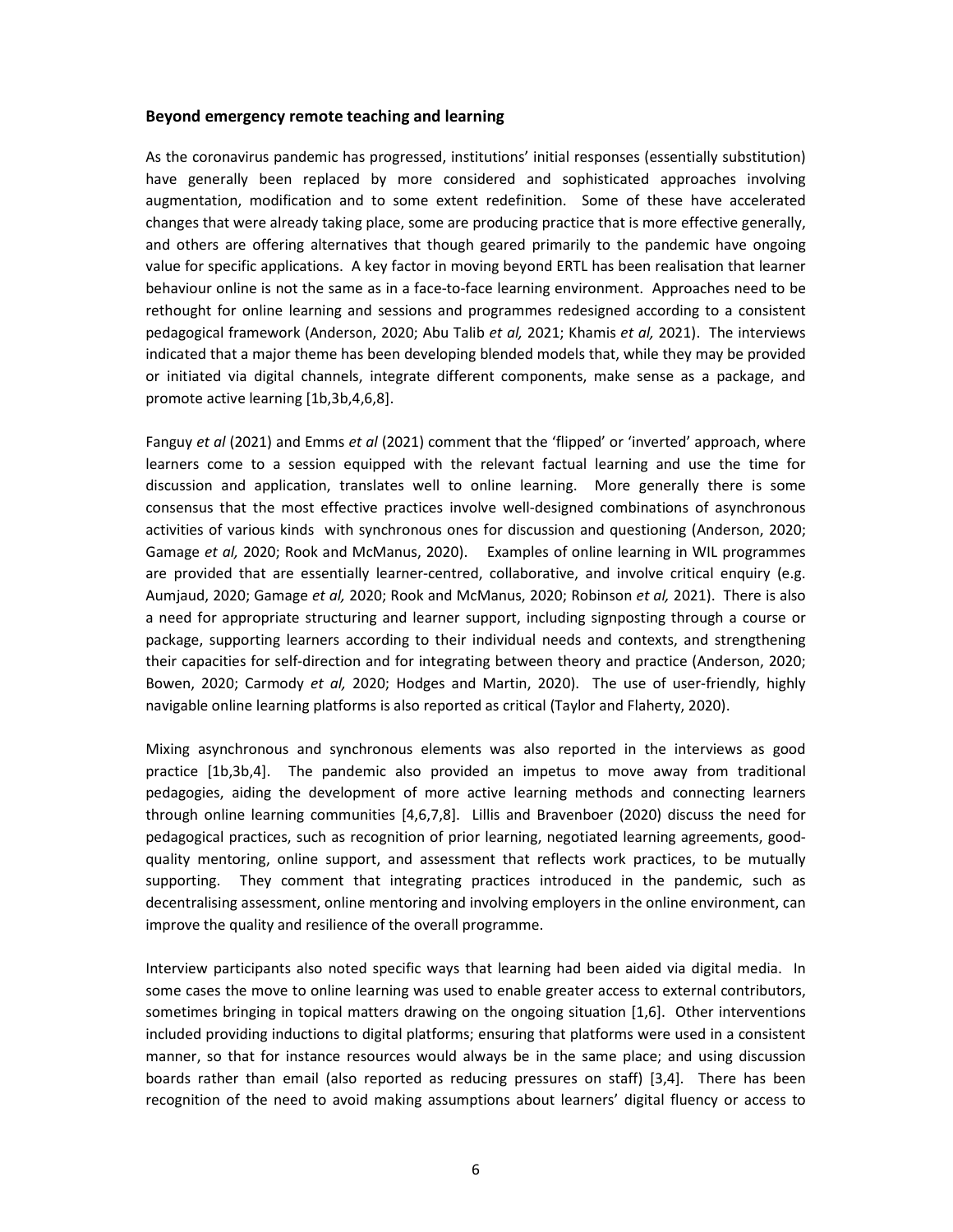### Beyond emergency remote teaching and learning

As the coronavirus pandemic has progressed, institutions' initial responses (essentially substitution) have generally been replaced by more considered and sophisticated approaches involving augmentation, modification and to some extent redefinition. Some of these have accelerated changes that were already taking place, some are producing practice that is more effective generally, and others are offering alternatives that though geared primarily to the pandemic have ongoing value for specific applications. A key factor in moving beyond ERTL has been realisation that learner behaviour online is not the same as in a face-to-face learning environment. Approaches need to be rethought for online learning and sessions and programmes redesigned according to a consistent pedagogical framework (Anderson, 2020; Abu Talib *et al,* 2021; Khamis *et al,* 2021). The interviews indicated that a major theme has been developing blended models that, while they may be provided or initiated via digital channels, integrate different components, make sense as a package, and promote active learning [1b,3b,4,6,8].

Fanguy *et al* (2021) and Emms *et al* (2021) comment that the 'flipped' or 'inverted' approach, where learners come to a session equipped with the relevant factual learning and use the time for discussion and application, translates well to online learning. More generally there is some consensus that the most effective practices involve well-designed combinations of asynchronous activities of various kinds with synchronous ones for discussion and questioning (Anderson, 2020; Gamage *et al,* 2020; Rook and McManus, 2020). Examples of online learning in WIL programmes are provided that are essentially learner-centred, collaborative, and involve critical enquiry (e.g. Aumjaud, 2020; Gamage *et al,* 2020; Rook and McManus, 2020; Robinson *et al,* 2021). There is also a need for appropriate structuring and learner support, including signposting through a course or package, supporting learners according to their individual needs and contexts, and strengthening their capacities for self-direction and for integrating between theory and practice (Anderson, 2020; Bowen, 2020; Carmody *et al,* 2020; Hodges and Martin, 2020). The use of user-friendly, highly navigable online learning platforms is also reported as critical (Taylor and Flaherty, 2020).

Mixing asynchronous and synchronous elements was also reported in the interviews as good practice [1b,3b,4]. The pandemic also provided an impetus to move away from traditional pedagogies, aiding the development of more active learning methods and connecting learners through online learning communities [4,6,7,8]. Lillis and Bravenboer (2020) discuss the need for pedagogical practices, such as recognition of prior learning, negotiated learning agreements, good-quality mentoring, online support, and assessment that reflects work practices, to be mutually supporting. They comment that integrating practices introduced in the pandemic, such as decentralising assessment, online mentoring and involving employers in the online environment, can improve the quality and resilience of the overall programme.

Interview participants also noted specific ways that learning had been aided via digital media. In some cases the move to online learning was used to enable greater access to external contributors, sometimes bringing in topical matters drawing on the ongoing situation [1,6]. Other interventions included providing inductions to digital platforms; ensuring that platforms were used in a consistent manner, so that for instance resources would always be in the same place; and using discussion boards rather than email (also reported as reducing pressures on staff) [3,4]. There has been recognition of the need to avoid making assumptions about learners' digital fluency or access to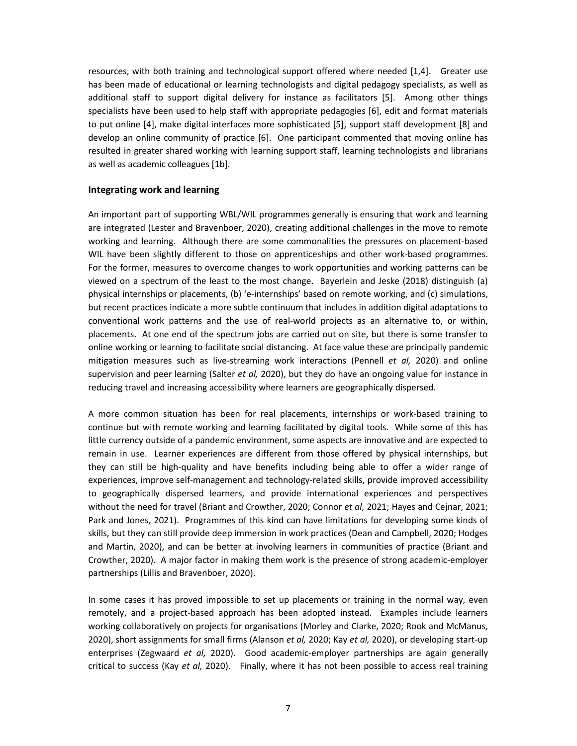resources, with both training and technological support offered where needed [1,4]. Greater use has been made of educational or learning technologists and digital pedagogy specialists, as well as additional staff to support digital delivery for instance as facilitators [5]. Among other things specialists have been used to help staff with appropriate pedagogies [6], edit and format materials to put online [4], make digital interfaces more sophisticated [5], support staff development [8] and develop an online community of practice [6]. One participant commented that moving online has resulted in greater shared working with learning support staff, learning technologists and librarians as well as academic colleagues [1b].

### Integrating work and learning

An important part of supporting WBL/WIL programmes generally is ensuring that work and learning are integrated (Lester and Bravenboer, 2020), creating additional challenges in the move to remote working and learning. Although there are some commonalities the pressures on placement-based WIL have been slightly different to those on apprenticeships and other work-based programmes. For the former, measures to overcome changes to work opportunities and working patterns can be viewed on a spectrum of the least to the most change. Bayerlein and Jeske (2018) distinguish (a) physical internships or placements, (b) 'e-internships' based on remote working, and (c) simulations, but recent practices indicate a more subtle continuum that includes in addition digital adaptations to conventional work patterns and the use of real-world projects as an alternative to, or within, placements. At one end of the spectrum jobs are carried out on site, but there is some transfer to online working or learning to facilitate social distancing. At face value these are principally pandemic mitigation measures such as live-streaming work interactions (Pennell *et al,* 2020) and online supervision and peer learning (Salter *et al,* 2020), but they do have an ongoing value for instance in reducing travel and increasing accessibility where learners are geographically dispersed.

A more common situation has been for real placements, internships or work-based training to continue but with remote working and learning facilitated by digital tools. While some of this has little currency outside of a pandemic environment, some aspects are innovative and are expected to remain in use. Learner experiences are different from those offered by physical internships, but they can still be high-quality and have benefits including being able to offer a wider range of experiences, improve self-management and technology-related skills, provide improved accessibility to geographically dispersed learners, and provide international experiences and perspectives without the need for travel (Briant and Crowther, 2020; Connor *et al*, 2021; Hayes and Cejnar, 2021; Park and Jones, 2021). Programmes of this kind can have limitations for developing some kinds of skills, but they can still provide deep immersion in work practices (Dean and Campbell, 2020; Hodges and Martin, 2020), and can be better at involving learners in communities of practice (Briant and Crowther, 2020). A major factor in making them work is the presence of strong academic-employer partnerships (Lillis and Bravenboer, 2020).

In some cases it has proved impossible to set up placements or training in the normal way, even remotely, and a project-based approach has been adopted instead. Examples include learners working collaboratively on projects for organisations (Morley and Clarke, 2020; Rook and McManus, 2020), short assignments for small firms (Alanson *et al,* 2020; Kay *et al,* 2020), or developing start-up enterprises (Zegwaard *et al,* 2020). Good academic-employer partnerships are again generally critical to success (Kay *et al,* 2020). Finally, where it has not been possible to access real training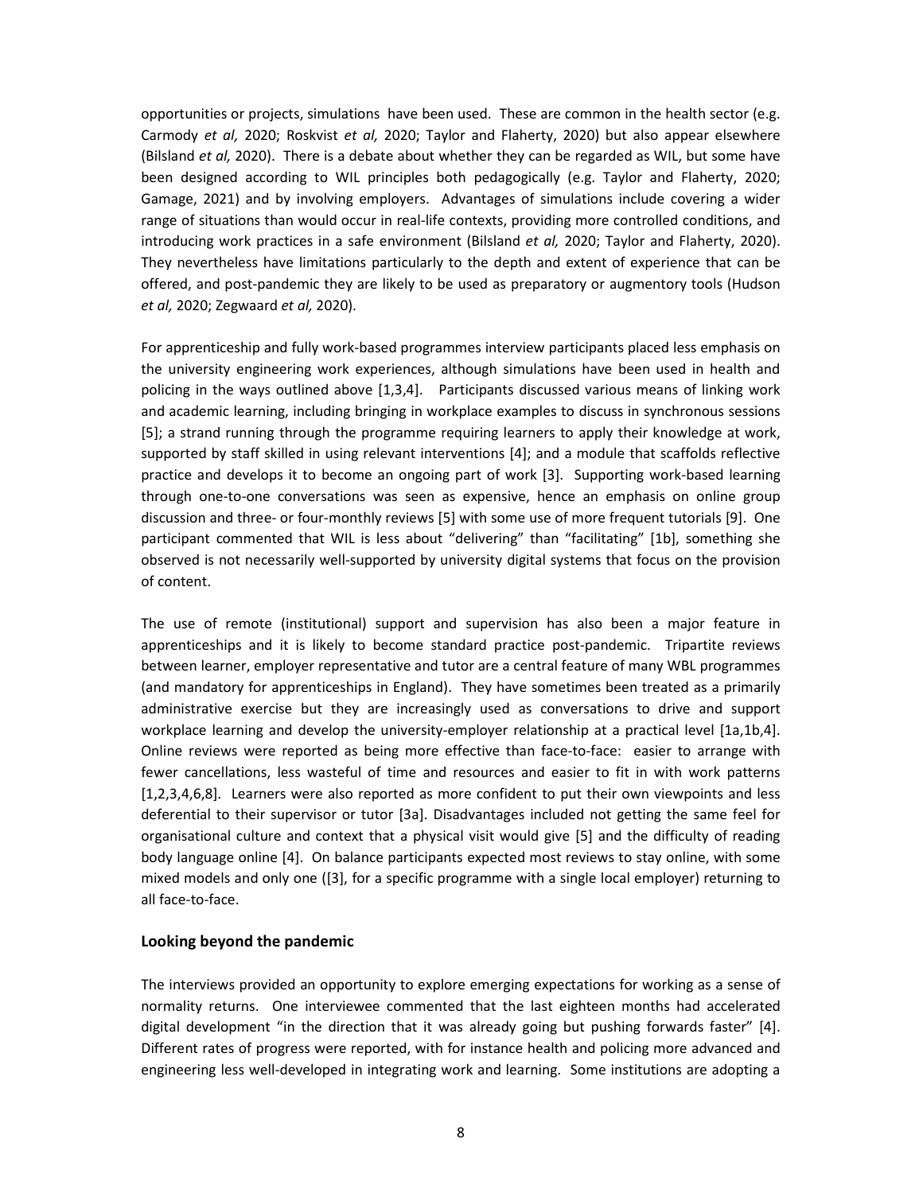opportunities or projects, simulations have been used. These are common in the health sector (e.g. Carmody *et al,* 2020; Roskvist *et al,* 2020; Taylor and Flaherty, 2020) but also appear elsewhere (Bilsland *et al,* 2020). There is a debate about whether they can be regarded as WIL, but some have been designed according to WIL principles both pedagogically (e.g. Taylor and Flaherty, 2020; Gamage, 2021) and by involving employers. Advantages of simulations include covering a wider range of situations than would occur in real-life contexts, providing more controlled conditions, and introducing work practices in a safe environment (Bilsland *et al,* 2020; Taylor and Flaherty, 2020). They nevertheless have limitations particularly to the depth and extent of experience that can be offered, and post-pandemic they are likely to be used as preparatory or augmentory tools (Hudson *et al,* 2020; Zegwaard *et al,* 2020).

For apprenticeship and fully work-based programmes interview participants placed less emphasis on the university engineering work experiences, although simulations have been used in health and policing in the ways outlined above [1,3,4]. Participants discussed various means of linking work and academic learning, including bringing in workplace examples to discuss in synchronous sessions [5]; a strand running through the programme requiring learners to apply their knowledge at work, supported by staff skilled in using relevant interventions [4]; and a module that scaffolds reflective practice and develops it to become an ongoing part of work [3]. Supporting work-based learning through one-to-one conversations was seen as expensive, hence an emphasis on online group discussion and three- or four-monthly reviews [5] with some use of more frequent tutorials [9]. One participant commented that WIL is less about "delivering" than "facilitating" [1b], something she observed is not necessarily well-supported by university digital systems that focus on the provision of content.

The use of remote (institutional) support and supervision has also been a major feature in apprenticeships and it is likely to become standard practice post-pandemic. Tripartite reviews between learner, employer representative and tutor are a central feature of many WBL programmes (and mandatory for apprenticeships in England). They have sometimes been treated as a primarily administrative exercise but they are increasingly used as conversations to drive and support workplace learning and develop the university-employer relationship at a practical level [1a,1b,4]. Online reviews were reported as being more effective than face-to-face: easier to arrange with fewer cancellations, less wasteful of time and resources and easier to fit in with work patterns [1,2,3,4,6,8]. Learners were also reported as more confident to put their own viewpoints and less deferential to their supervisor or tutor [3a]. Disadvantages included not getting the same feel for organisational culture and context that a physical visit would give [5] and the difficulty of reading body language online [4]. On balance participants expected most reviews to stay online, with some mixed models and only one ([3], for a specific programme with a single local employer) returning to all face-to-face.

## Looking beyond the pandemic

The interviews provided an opportunity to explore emerging expectations for working as a sense of normality returns. One interviewee commented that the last eighteen months had accelerated digital development "in the direction that it was already going but pushing forwards faster" [4]. Different rates of progress were reported, with for instance health and policing more advanced and engineering less well-developed in integrating work and learning. Some institutions are adopting a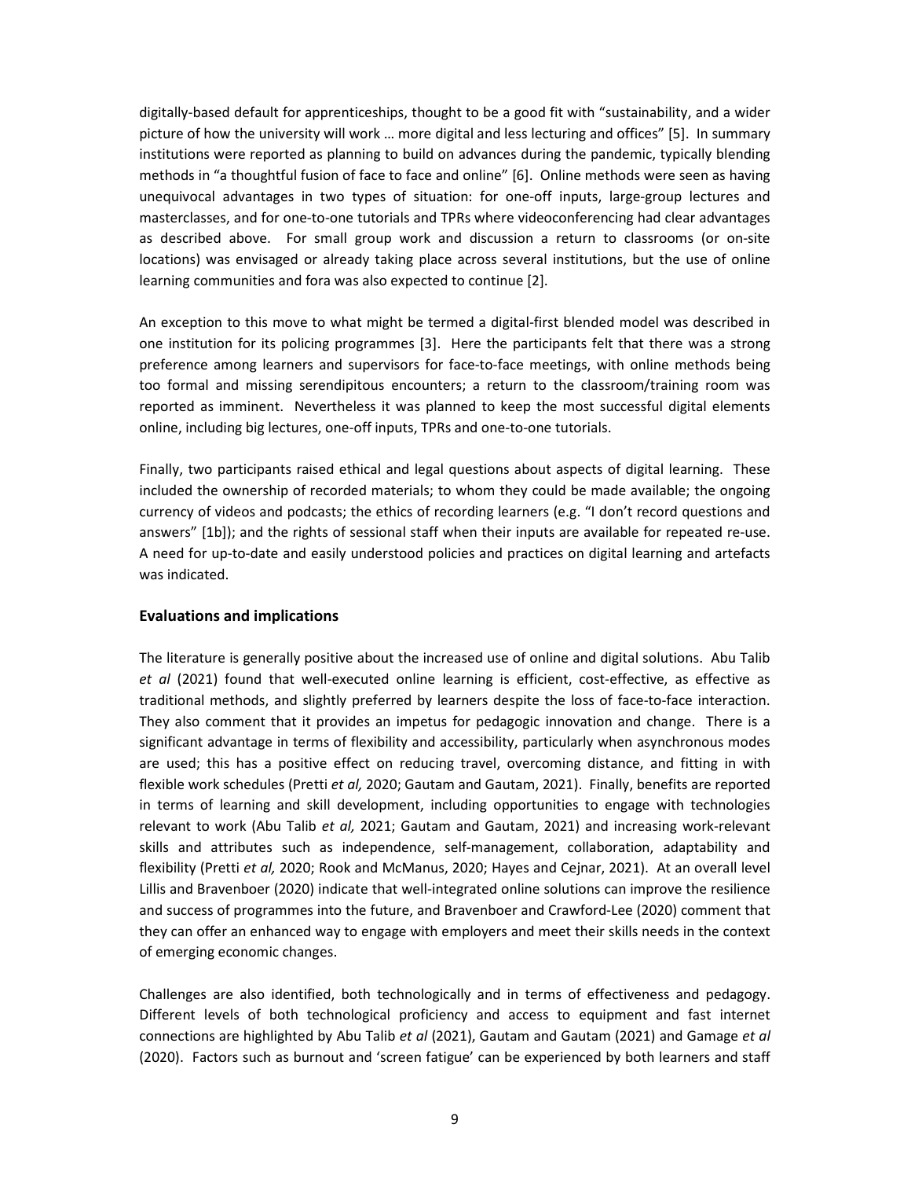digitally-based default for apprenticeships, thought to be a good fit with "sustainability, and a wider picture of how the university will work … more digital and less lecturing and offices" [5]. In summary institutions were reported as planning to build on advances during the pandemic, typically blending methods in "a thoughtful fusion of face to face and online" [6]. Online methods were seen as having unequivocal advantages in two types of situation: for one-off inputs, large-group lectures and masterclasses, and for one-to-one tutorials and TPRs where videoconferencing had clear advantages as described above. For small group work and discussion a return to classrooms (or on-site locations) was envisaged or already taking place across several institutions, but the use of online learning communities and fora was also expected to continue [2].

An exception to this move to what might be termed a digital-first blended model was described in one institution for its policing programmes [3]. Here the participants felt that there was a strong preference among learners and supervisors for face-to-face meetings, with online methods being too formal and missing serendipitous encounters; a return to the classroom/training room was reported as imminent. Nevertheless it was planned to keep the most successful digital elements online, including big lectures, one-off inputs, TPRs and one-to-one tutorials.

Finally, two participants raised ethical and legal questions about aspects of digital learning. These included the ownership of recorded materials; to whom they could be made available; the ongoing currency of videos and podcasts; the ethics of recording learners (e.g. "I don't record questions and answers" [1b]); and the rights of sessional staff when their inputs are available for repeated re-use. A need for up-to-date and easily understood policies and practices on digital learning and artefacts was indicated.

## Evaluations and implications

The literature is generally positive about the increased use of online and digital solutions. Abu Talib *et al* (2021) found that well-executed online learning is efficient, cost-effective, as effective as traditional methods, and slightly preferred by learners despite the loss of face-to-face interaction. They also comment that it provides an impetus for pedagogic innovation and change. There is a significant advantage in terms of flexibility and accessibility, particularly when asynchronous modes are used; this has a positive effect on reducing travel, overcoming distance, and fitting in with flexible work schedules (Pretti *et al,* 2020; Gautam and Gautam, 2021). Finally, benefits are reported in terms of learning and skill development, including opportunities to engage with technologies relevant to work (Abu Talib *et al,* 2021; Gautam and Gautam, 2021) and increasing work-relevant skills and attributes such as independence, self-management, collaboration, adaptability and flexibility (Pretti *et al,* 2020; Rook and McManus, 2020; Hayes and Cejnar, 2021). At an overall level Lillis and Bravenboer (2020) indicate that well-integrated online solutions can improve the resilience and success of programmes into the future, and Bravenboer and Crawford-Lee (2020) comment that they can offer an enhanced way to engage with employers and meet their skills needs in the context of emerging economic changes.

Challenges are also identified, both technologically and in terms of effectiveness and pedagogy. Different levels of both technological proficiency and access to equipment and fast internet connections are highlighted by Abu Talib *et al* (2021), Gautam and Gautam (2021) and Gamage *et al* (2020). Factors such as burnout and 'screen fatigue' can be experienced by both learners and staff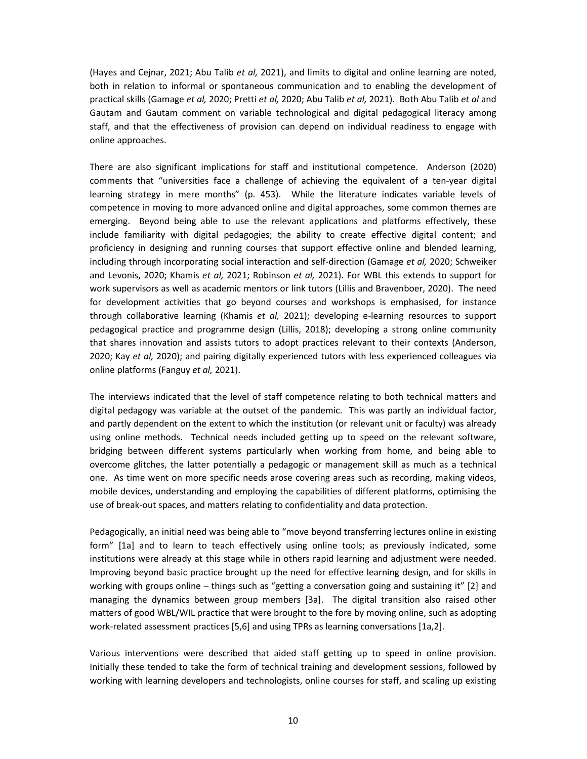(Hayes and Cejnar, 2021; Abu Talib *et al,* 2021), and limits to digital and online learning are noted, both in relation to informal or spontaneous communication and to enabling the development of practical skills (Gamage *et al,* 2020; Pretti *et al,* 2020; Abu Talib *et al,* 2021). Both Abu Talib *et al* and Gautam and Gautam comment on variable technological and digital pedagogical literacy among staff, and that the effectiveness of provision can depend on individual readiness to engage with online approaches.

There are also significant implications for staff and institutional competence. Anderson (2020) comments that "universities face a challenge of achieving the equivalent of a ten-year digital learning strategy in mere months" (p. 453). While the literature indicates variable levels of competence in moving to more advanced online and digital approaches, some common themes are emerging. Beyond being able to use the relevant applications and platforms effectively, these include familiarity with digital pedagogies; the ability to create effective digital content; and proficiency in designing and running courses that support effective online and blended learning, including through incorporating social interaction and self-direction (Gamage *et al,* 2020; Schweiker and Levonis, 2020; Khamis *et al,* 2021; Robinson *et al,* 2021). For WBL this extends to support for work supervisors as well as academic mentors or link tutors (Lillis and Bravenboer, 2020). The need for development activities that go beyond courses and workshops is emphasised, for instance through collaborative learning (Khamis *et al,* 2021); developing e-learning resources to support pedagogical practice and programme design (Lillis, 2018); developing a strong online community that shares innovation and assists tutors to adopt practices relevant to their contexts (Anderson, 2020; Kay *et al,* 2020); and pairing digitally experienced tutors with less experienced colleagues via online platforms (Fanguy *et al,* 2021).

The interviews indicated that the level of staff competence relating to both technical matters and digital pedagogy was variable at the outset of the pandemic. This was partly an individual factor, and partly dependent on the extent to which the institution (or relevant unit or faculty) was already using online methods. Technical needs included getting up to speed on the relevant software, bridging between different systems particularly when working from home, and being able to overcome glitches, the latter potentially a pedagogic or management skill as much as a technical one. As time went on more specific needs arose covering areas such as recording, making videos, mobile devices, understanding and employing the capabilities of different platforms, optimising the use of break-out spaces, and matters relating to confidentiality and data protection.

Pedagogically, an initial need was being able to "move beyond transferring lectures online in existing form" [1a] and to learn to teach effectively using online tools; as previously indicated, some institutions were already at this stage while in others rapid learning and adjustment were needed. Improving beyond basic practice brought up the need for effective learning design, and for skills in working with groups online – things such as "getting a conversation going and sustaining it" [2] and managing the dynamics between group members [3a]. The digital transition also raised other matters of good WBL/WIL practice that were brought to the fore by moving online, such as adopting work-related assessment practices [5,6] and using TPRs as learning conversations [1a,2].

Various interventions were described that aided staff getting up to speed in online provision. Initially these tended to take the form of technical training and development sessions, followed by working with learning developers and technologists, online courses for staff, and scaling up existing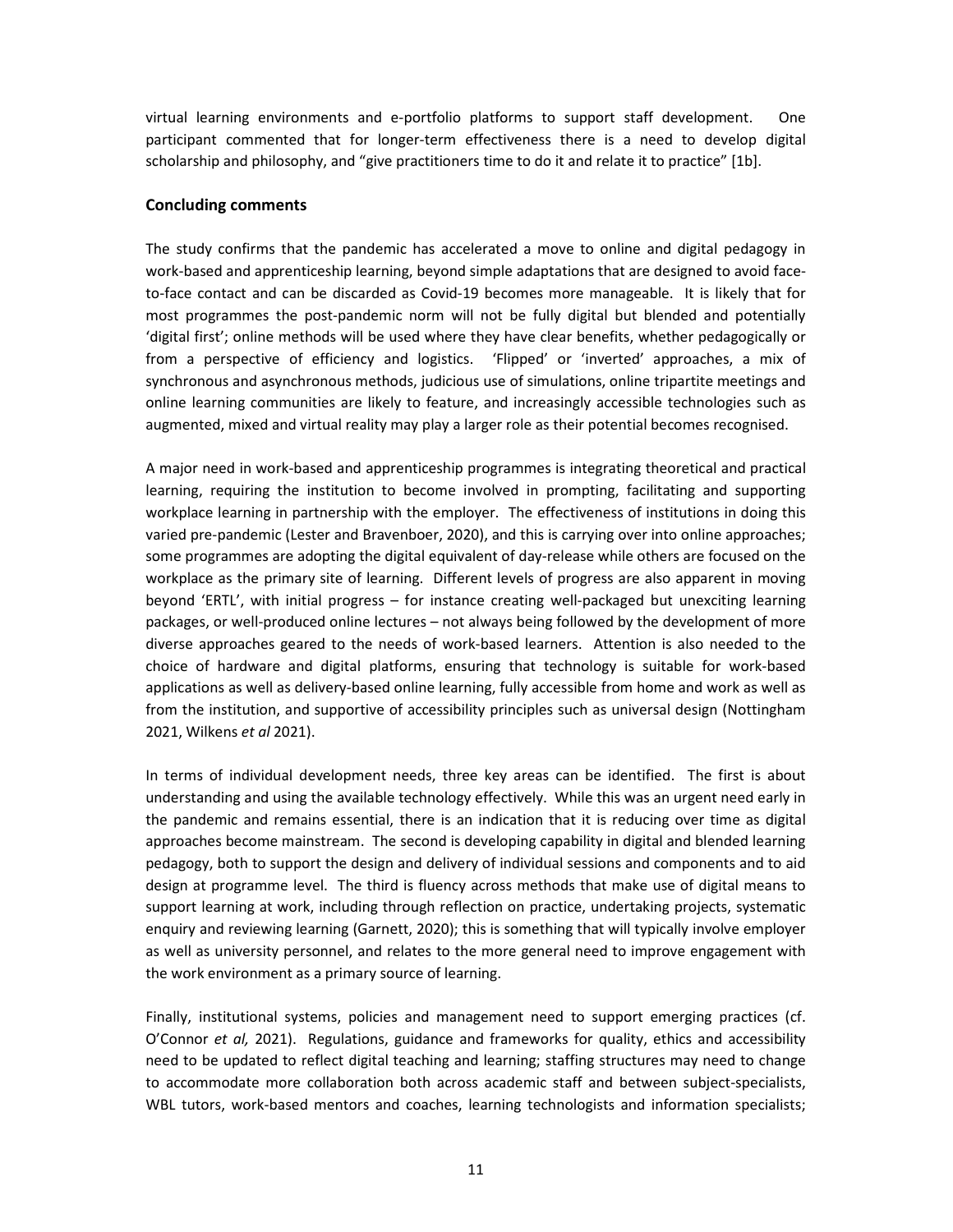virtual learning environments and e-portfolio platforms to support staff development. One participant commented that for longer-term effectiveness there is a need to develop digital scholarship and philosophy, and "give practitioners time to do it and relate it to practice" [1b].

## Concluding comments

The study confirms that the pandemic has accelerated a move to online and digital pedagogy in work-based and apprenticeship learning, beyond simple adaptations that are designed to avoid face-to-face contact and can be discarded as Covid-19 becomes more manageable. It is likely that for most programmes the post-pandemic norm will not be fully digital but blended and potentially 'digital first'; online methods will be used where they have clear benefits, whether pedagogically or from a perspective of efficiency and logistics. 'Flipped' or 'inverted' approaches, a mix of synchronous and asynchronous methods, judicious use of simulations, online tripartite meetings and online learning communities are likely to feature, and increasingly accessible technologies such as augmented, mixed and virtual reality may play a larger role as their potential becomes recognised.

A major need in work-based and apprenticeship programmes is integrating theoretical and practical learning, requiring the institution to become involved in prompting, facilitating and supporting workplace learning in partnership with the employer. The effectiveness of institutions in doing this varied pre-pandemic (Lester and Bravenboer, 2020), and this is carrying over into online approaches; some programmes are adopting the digital equivalent of day-release while others are focused on the workplace as the primary site of learning. Different levels of progress are also apparent in moving beyond 'ERTL', with initial progress – for instance creating well-packaged but unexciting learning packages, or well-produced online lectures – not always being followed by the development of more diverse approaches geared to the needs of work-based learners. Attention is also needed to the choice of hardware and digital platforms, ensuring that technology is suitable for work-based applications as well as delivery-based online learning, fully accessible from home and work as well as from the institution, and supportive of accessibility principles such as universal design (Nottingham 2021, Wilkens *et al* 2021).

In terms of individual development needs, three key areas can be identified. The first is about understanding and using the available technology effectively. While this was an urgent need early in the pandemic and remains essential, there is an indication that it is reducing over time as digital approaches become mainstream. The second is developing capability in digital and blended learning pedagogy, both to support the design and delivery of individual sessions and components and to aid design at programme level. The third is fluency across methods that make use of digital means to support learning at work, including through reflection on practice, undertaking projects, systematic enquiry and reviewing learning (Garnett, 2020); this is something that will typically involve employer as well as university personnel, and relates to the more general need to improve engagement with the work environment as a primary source of learning.

Finally, institutional systems, policies and management need to support emerging practices (cf. O'Connor *et al,* 2021). Regulations, guidance and frameworks for quality, ethics and accessibility need to be updated to reflect digital teaching and learning; staffing structures may need to change to accommodate more collaboration both across academic staff and between subject-specialists, WBL tutors, work-based mentors and coaches, learning technologists and information specialists;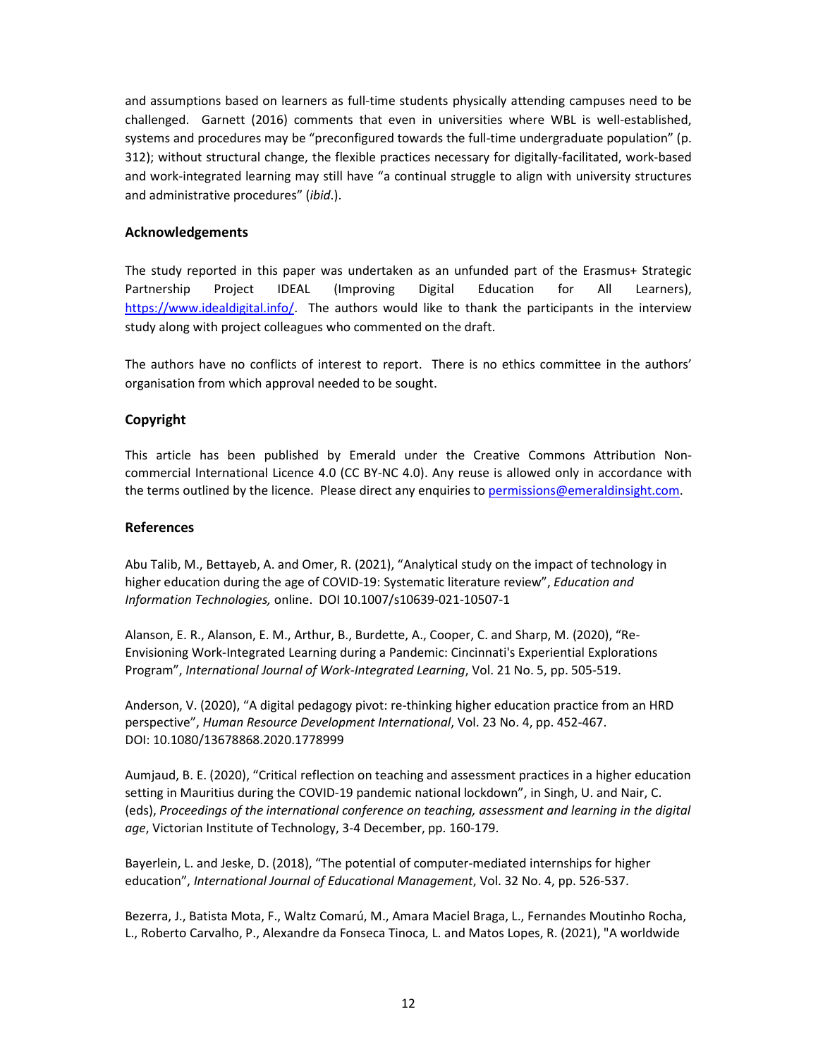and assumptions based on learners as full-time students physically attending campuses need to be challenged. Garnett (2016) comments that even in universities where WBL is well-established, systems and procedures may be "preconfigured towards the full-time undergraduate population" (p. 312); without structural change, the flexible practices necessary for digitally-facilitated, work-based and work-integrated learning may still have "a continual struggle to align with university structures and administrative procedures" (*ibid*.).

### Acknowledgements

The study reported in this paper was undertaken as an unfunded part of the Erasmus+ Strategic Partnership Project IDEAL (Improving Digital Education for All Learners), https://www.idealdigital.info/. The authors would like to thank the participants in the interview study along with project colleagues who commented on the draft.

The authors have no conflicts of interest to report. There is no ethics committee in the authors' organisation from which approval needed to be sought.

### Copyright

This article has been published by Emerald under the Creative Commons Attribution Non-commercial International Licence 4.0 (CC BY-NC 4.0). Any reuse is allowed only in accordance with the terms outlined by the licence. Please direct any enquiries to permissions@emeraldinsight.com.

### References

Abu Talib, M., Bettayeb, A. and Omer, R. (2021), "Analytical study on the impact of technology in higher education during the age of COVID-19: Systematic literature review", *Education and Information Technologies,* online. DOI 10.1007/s10639-021-10507-1

Alanson, E. R., Alanson, E. M., Arthur, B., Burdette, A., Cooper, C. and Sharp, M. (2020), "Re-Envisioning Work-Integrated Learning during a Pandemic: Cincinnati's Experiential Explorations Program", *International Journal of Work-Integrated Learning*, Vol. 21 No. 5, pp. 505-519.

Anderson, V. (2020), "A digital pedagogy pivot: re-thinking higher education practice from an HRD perspective", *Human Resource Development International*, Vol. 23 No. 4, pp. 452-467. DOI: 10.1080/13678868.2020.1778999

Aumjaud, B. E. (2020), "Critical reflection on teaching and assessment practices in a higher education setting in Mauritius during the COVID-19 pandemic national lockdown", in Singh, U. and Nair, C. (eds), *Proceedings of the international conference on teaching, assessment and learning in the digital age*, Victorian Institute of Technology, 3-4 December, pp. 160-179.

Bayerlein, L. and Jeske, D. (2018), "The potential of computer-mediated internships for higher education", *International Journal of Educational Management*, Vol. 32 No. 4, pp. 526-537.

Bezerra, J., Batista Mota, F., Waltz Comarú, M., Amara Maciel Braga, L., Fernandes Moutinho Rocha, L., Roberto Carvalho, P., Alexandre da Fonseca Tinoca, L. and Matos Lopes, R. (2021), "A worldwide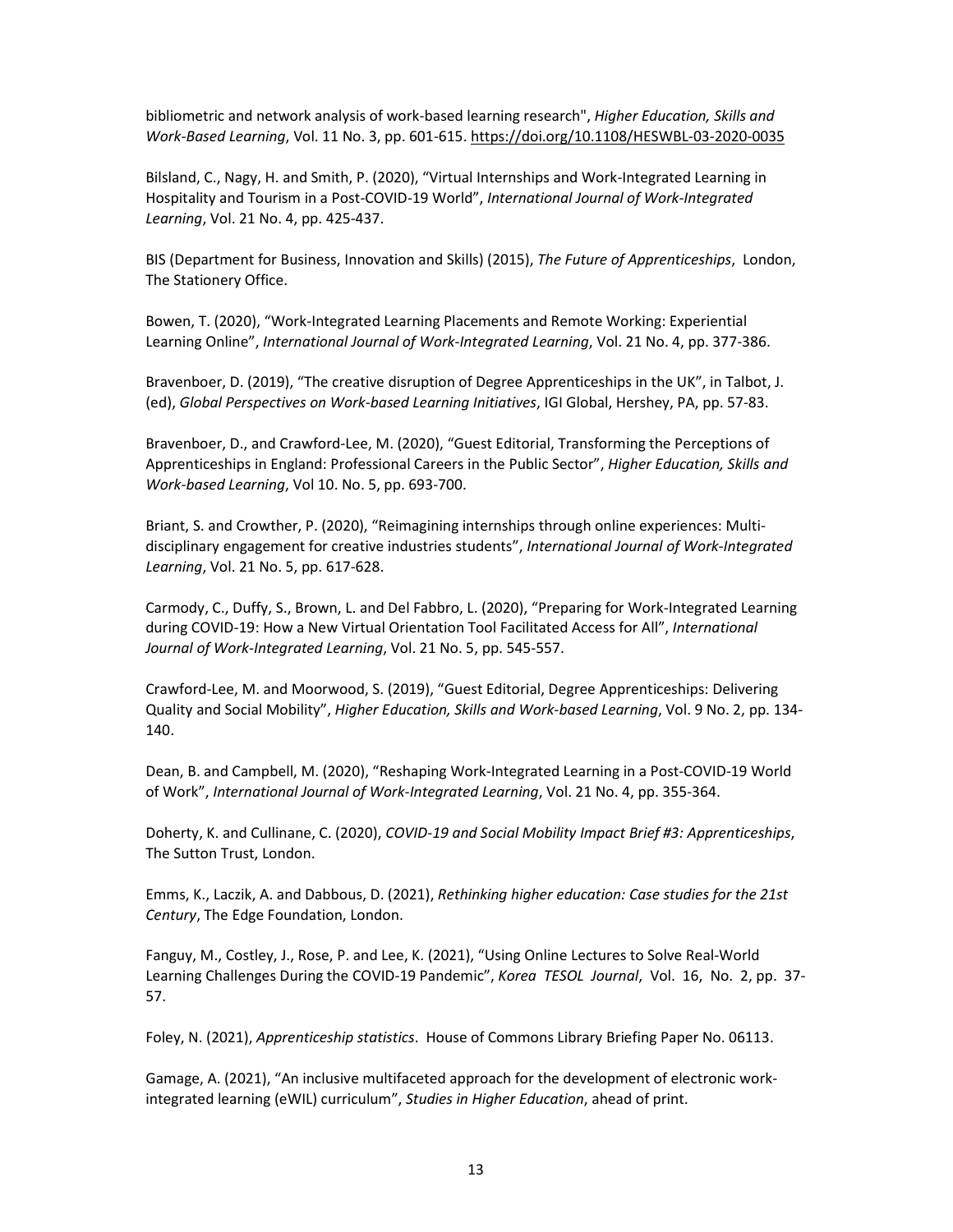bibliometric and network analysis of work-based learning research", *Higher Education, Skills and Work-Based Learning*, Vol. 11 No. 3, pp. 601-615. https://doi.org/10.1108/HESWBL-03-2020-0035

Bilsland, C., Nagy, H. and Smith, P. (2020), "Virtual Internships and Work-Integrated Learning in Hospitality and Tourism in a Post-COVID-19 World", *International Journal of Work-Integrated Learning*, Vol. 21 No. 4, pp. 425-437.

BIS (Department for Business, Innovation and Skills) (2015), *The Future of Apprenticeships*, London, The Stationery Office.

Bowen, T. (2020), "Work-Integrated Learning Placements and Remote Working: Experiential Learning Online", *International Journal of Work-Integrated Learning*, Vol. 21 No. 4, pp. 377-386.

Bravenboer, D. (2019), "The creative disruption of Degree Apprenticeships in the UK", in Talbot, J. (ed), *Global Perspectives on Work-based Learning Initiatives*, IGI Global, Hershey, PA, pp. 57-83.

Bravenboer, D., and Crawford-Lee, M. (2020), "Guest Editorial, Transforming the Perceptions of Apprenticeships in England: Professional Careers in the Public Sector", *Higher Education, Skills and Work-based Learning*, Vol 10. No. 5, pp. 693-700.

Briant, S. and Crowther, P. (2020), "Reimagining internships through online experiences: Multi-disciplinary engagement for creative industries students", *International Journal of Work-Integrated Learning*, Vol. 21 No. 5, pp. 617-628.

Carmody, C., Duffy, S., Brown, L. and Del Fabbro, L. (2020), "Preparing for Work-Integrated Learning during COVID-19: How a New Virtual Orientation Tool Facilitated Access for All", *International Journal of Work-Integrated Learning*, Vol. 21 No. 5, pp. 545-557.

Crawford-Lee, M. and Moorwood, S. (2019), "Guest Editorial, Degree Apprenticeships: Delivering Quality and Social Mobility", *Higher Education, Skills and Work-based Learning*, Vol. 9 No. 2, pp. 134-140.

Dean, B. and Campbell, M. (2020), "Reshaping Work-Integrated Learning in a Post-COVID-19 World of Work", *International Journal of Work-Integrated Learning*, Vol. 21 No. 4, pp. 355-364.

Doherty, K. and Cullinane, C. (2020), *COVID-19 and Social Mobility Impact Brief #3: Apprenticeships*, The Sutton Trust, London.

Emms, K., Laczik, A. and Dabbous, D. (2021), *Rethinking higher education: Case studies for the 21st Century*, The Edge Foundation, London.

Fanguy, M., Costley, J., Rose, P. and Lee, K. (2021), "Using Online Lectures to Solve Real-World Learning Challenges During the COVID-19 Pandemic", *Korea TESOL Journal*, Vol. 16, No. 2, pp. 37-57.

Foley, N. (2021), *Apprenticeship statistics*. House of Commons Library Briefing Paper No. 06113.

Gamage, A. (2021), "An inclusive multifaceted approach for the development of electronic work-integrated learning (eWIL) curriculum", *Studies in Higher Education*, ahead of print.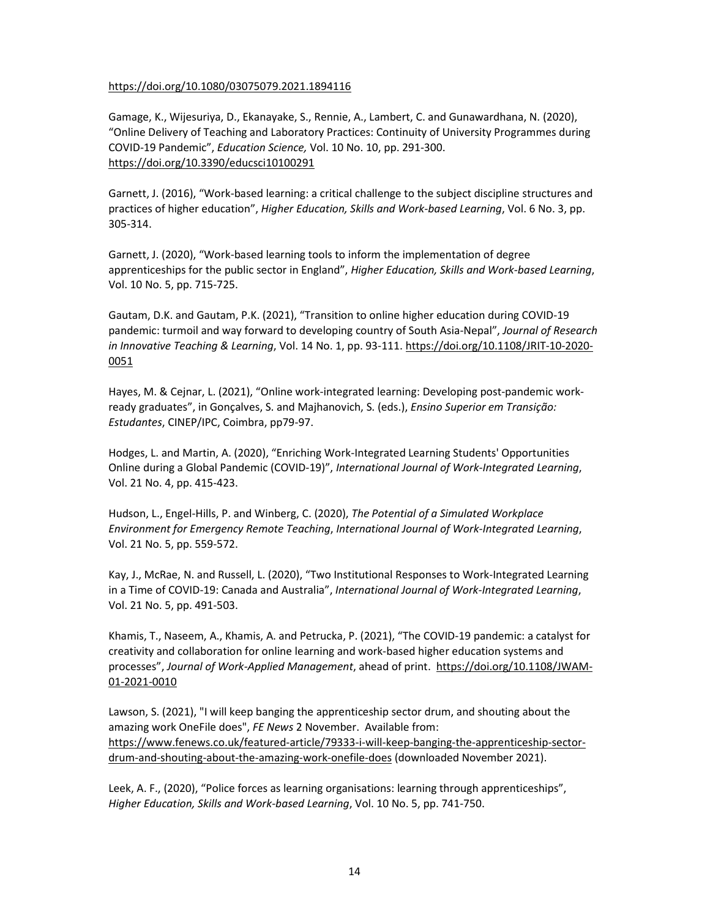https://doi.org/10.1080/03075079.2021.1894116

Gamage, K., Wijesuriya, D., Ekanayake, S., Rennie, A., Lambert, C. and Gunawardhana, N. (2020), "Online Delivery of Teaching and Laboratory Practices: Continuity of University Programmes during COVID-19 Pandemic", *Education Science,* Vol. 10 No. 10, pp. 291-300. https://doi.org/10.3390/educsci10100291

Garnett, J. (2016), "Work-based learning: a critical challenge to the subject discipline structures and practices of higher education", *Higher Education, Skills and Work-based Learning*, Vol. 6 No. 3, pp. 305-314.

Garnett, J. (2020), "Work-based learning tools to inform the implementation of degree apprenticeships for the public sector in England", *Higher Education, Skills and Work-based Learning*, Vol. 10 No. 5, pp. 715-725.

Gautam, D.K. and Gautam, P.K. (2021), "Transition to online higher education during COVID-19 pandemic: turmoil and way forward to developing country of South Asia-Nepal", *Journal of Research in Innovative Teaching & Learning*, Vol. 14 No. 1, pp. 93-111. https://doi.org/10.1108/JRIT-10-2020-0051

Hayes, M. & Cejnar, L. (2021), "Online work-integrated learning: Developing post-pandemic work-ready graduates", in Gonçalves, S. and Majhanovich, S. (eds.), *Ensino Superior em Transição: Estudantes*, CINEP/IPC, Coimbra, pp79-97.

Hodges, L. and Martin, A. (2020), "Enriching Work-Integrated Learning Students' Opportunities Online during a Global Pandemic (COVID-19)", *International Journal of Work-Integrated Learning*, Vol. 21 No. 4, pp. 415-423.

Hudson, L., Engel-Hills, P. and Winberg, C. (2020), *The Potential of a Simulated Workplace Environment for Emergency Remote Teaching*, *International Journal of Work-Integrated Learning*, Vol. 21 No. 5, pp. 559-572.

Kay, J., McRae, N. and Russell, L. (2020), "Two Institutional Responses to Work-Integrated Learning in a Time of COVID-19: Canada and Australia", *International Journal of Work-Integrated Learning*, Vol. 21 No. 5, pp. 491-503.

Khamis, T., Naseem, A., Khamis, A. and Petrucka, P. (2021), "The COVID-19 pandemic: a catalyst for creativity and collaboration for online learning and work-based higher education systems and processes", *Journal of Work-Applied Management*, ahead of print. https://doi.org/10.1108/JWAM-01-2021-0010

Lawson, S. (2021), "I will keep banging the apprenticeship sector drum, and shouting about the amazing work OneFile does", *FE News* 2 November. Available from: https://www.fenews.co.uk/featured-article/79333-i-will-keep-banging-the-apprenticeship-sector-drum-and-shouting-about-the-amazing-work-onefile-does (downloaded November 2021).

Leek, A. F., (2020), "Police forces as learning organisations: learning through apprenticeships", *Higher Education, Skills and Work-based Learning*, Vol. 10 No. 5, pp. 741-750.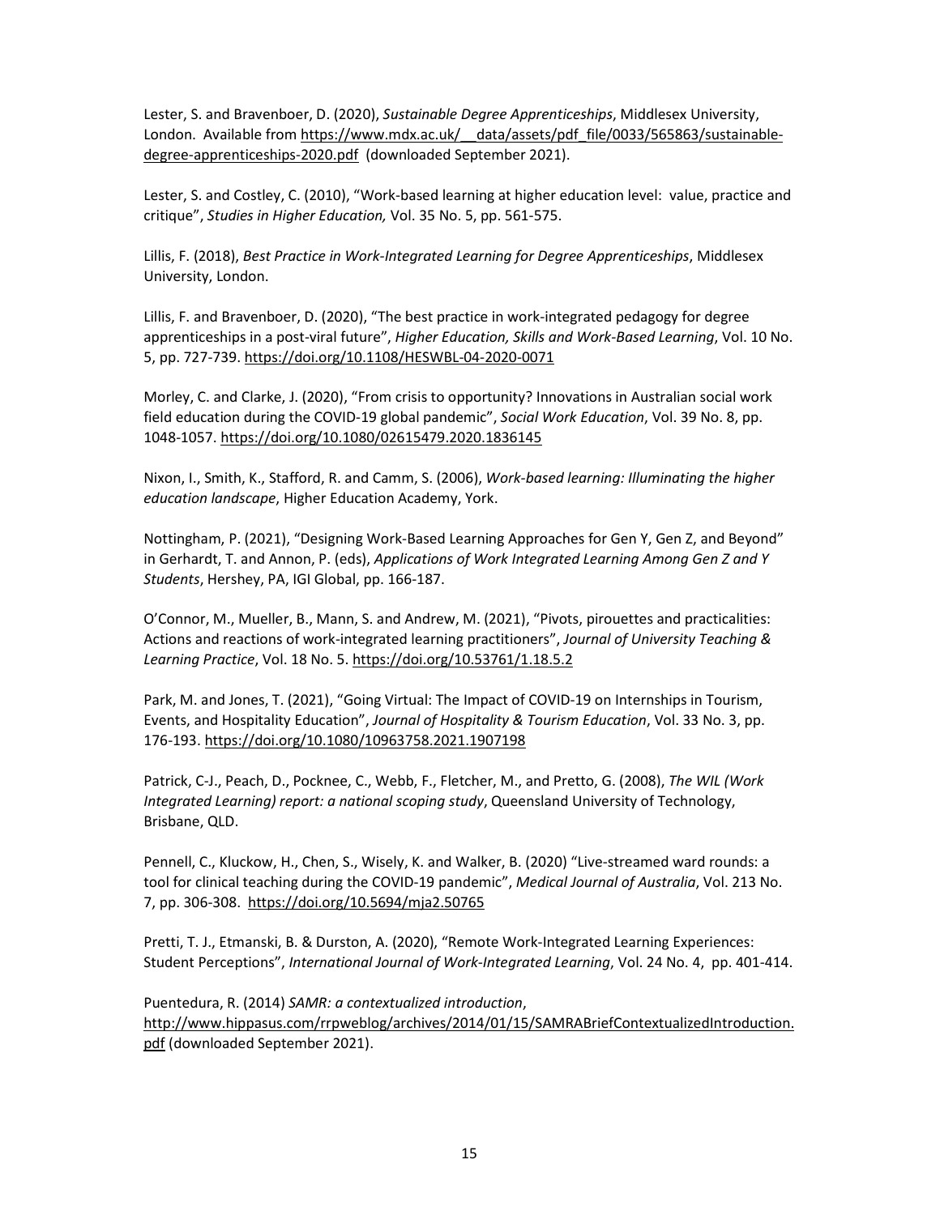Lester, S. and Bravenboer, D. (2020), *Sustainable Degree Apprenticeships*, Middlesex University, London. Available from https://www.mdx.ac.uk/__data/assets/pdf_file/0033/565863/sustainable-degree-apprenticeships-2020.pdf (downloaded September 2021).

Lester, S. and Costley, C. (2010), "Work-based learning at higher education level: value, practice and critique", *Studies in Higher Education,* Vol. 35 No. 5, pp. 561-575.

Lillis, F. (2018), *Best Practice in Work-Integrated Learning for Degree Apprenticeships*, Middlesex University, London.

Lillis, F. and Bravenboer, D. (2020), "The best practice in work-integrated pedagogy for degree apprenticeships in a post-viral future", *Higher Education, Skills and Work-Based Learning*, Vol. 10 No. 5, pp. 727-739. https://doi.org/10.1108/HESWBL-04-2020-0071

Morley, C. and Clarke, J. (2020), "From crisis to opportunity? Innovations in Australian social work field education during the COVID-19 global pandemic", *Social Work Education*, Vol. 39 No. 8, pp. 1048-1057. https://doi.org/10.1080/02615479.2020.1836145

Nixon, I., Smith, K., Stafford, R. and Camm, S. (2006), *Work-based learning: Illuminating the higher education landscape*, Higher Education Academy, York.

Nottingham, P. (2021), "Designing Work-Based Learning Approaches for Gen Y, Gen Z, and Beyond" in Gerhardt, T. and Annon, P. (eds), *Applications of Work Integrated Learning Among Gen Z and Y Students*, Hershey, PA, IGI Global, pp. 166-187.

O'Connor, M., Mueller, B., Mann, S. and Andrew, M. (2021), "Pivots, pirouettes and practicalities: Actions and reactions of work-integrated learning practitioners", *Journal of University Teaching & Learning Practice*, Vol. 18 No. 5. https://doi.org/10.53761/1.18.5.2

Park, M. and Jones, T. (2021), "Going Virtual: The Impact of COVID-19 on Internships in Tourism, Events, and Hospitality Education", *Journal of Hospitality & Tourism Education*, Vol. 33 No. 3, pp. 176-193. https://doi.org/10.1080/10963758.2021.1907198

Patrick, C-J., Peach, D., Pocknee, C., Webb, F., Fletcher, M., and Pretto, G. (2008), *The WIL (Work Integrated Learning) report: a national scoping study*, Queensland University of Technology, Brisbane, QLD.

Pennell, C., Kluckow, H., Chen, S., Wisely, K. and Walker, B. (2020) "Live-streamed ward rounds: a tool for clinical teaching during the COVID-19 pandemic", *Medical Journal of Australia*, Vol. 213 No. 7, pp. 306-308. https://doi.org/10.5694/mja2.50765

Pretti, T. J., Etmanski, B. & Durston, A. (2020), "Remote Work-Integrated Learning Experiences: Student Perceptions", *International Journal of Work-Integrated Learning*, Vol. 24 No. 4, pp. 401-414.

Puentedura, R. (2014) *SAMR: a contextualized introduction*, http://www.hippasus.com/rrpweblog/archives/2014/01/15/SAMRABriefContextualizedIntroduction.pdf (downloaded September 2021).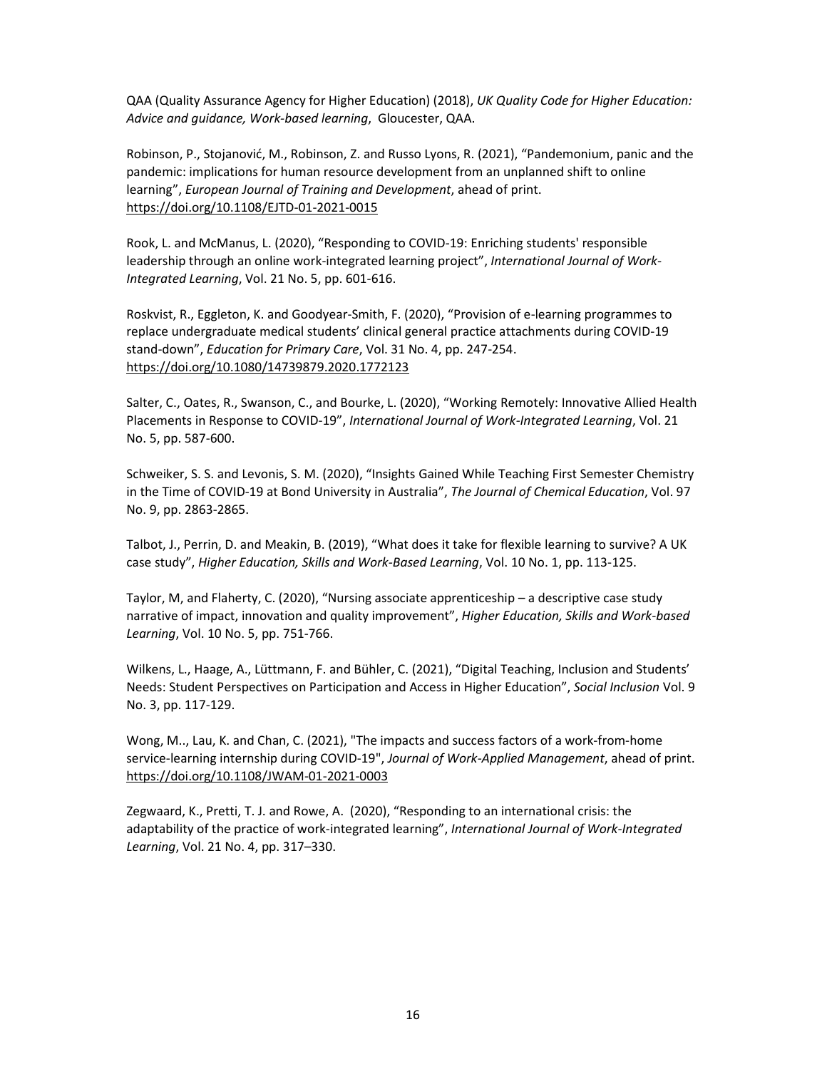QAA (Quality Assurance Agency for Higher Education) (2018), *UK Quality Code for Higher Education: Advice and guidance, Work-based learning*, Gloucester, QAA.

Robinson, P., Stojanović, M., Robinson, Z. and Russo Lyons, R. (2021), "Pandemonium, panic and the pandemic: implications for human resource development from an unplanned shift to online learning", *European Journal of Training and Development*, ahead of print. https://doi.org/10.1108/EJTD-01-2021-0015

Rook, L. and McManus, L. (2020), "Responding to COVID-19: Enriching students' responsible leadership through an online work-integrated learning project", *International Journal of Work-Integrated Learning*, Vol. 21 No. 5, pp. 601-616.

Roskvist, R., Eggleton, K. and Goodyear-Smith, F. (2020), "Provision of e-learning programmes to replace undergraduate medical students' clinical general practice attachments during COVID-19 stand-down", *Education for Primary Care*, Vol. 31 No. 4, pp. 247-254. https://doi.org/10.1080/14739879.2020.1772123

Salter, C., Oates, R., Swanson, C., and Bourke, L. (2020), "Working Remotely: Innovative Allied Health Placements in Response to COVID-19", *International Journal of Work-Integrated Learning*, Vol. 21 No. 5, pp. 587-600.

Schweiker, S. S. and Levonis, S. M. (2020), "Insights Gained While Teaching First Semester Chemistry in the Time of COVID-19 at Bond University in Australia", *The Journal of Chemical Education*, Vol. 97 No. 9, pp. 2863-2865.

Talbot, J., Perrin, D. and Meakin, B. (2019), "What does it take for flexible learning to survive? A UK case study", *Higher Education, Skills and Work-Based Learning*, Vol. 10 No. 1, pp. 113-125.

Taylor, M, and Flaherty, C. (2020), "Nursing associate apprenticeship – a descriptive case study narrative of impact, innovation and quality improvement", *Higher Education, Skills and Work-based Learning*, Vol. 10 No. 5, pp. 751-766.

Wilkens, L., Haage, A., Lüttmann, F. and Bühler, C. (2021), "Digital Teaching, Inclusion and Students' Needs: Student Perspectives on Participation and Access in Higher Education", *Social Inclusion* Vol. 9 No. 3, pp. 117-129.

Wong, M.., Lau, K. and Chan, C. (2021), "The impacts and success factors of a work-from-home service-learning internship during COVID-19", *Journal of Work-Applied Management*, ahead of print. https://doi.org/10.1108/JWAM-01-2021-0003

Zegwaard, K., Pretti, T. J. and Rowe, A. (2020), "Responding to an international crisis: the adaptability of the practice of work-integrated learning", *International Journal of Work-Integrated Learning*, Vol. 21 No. 4, pp. 317–330.